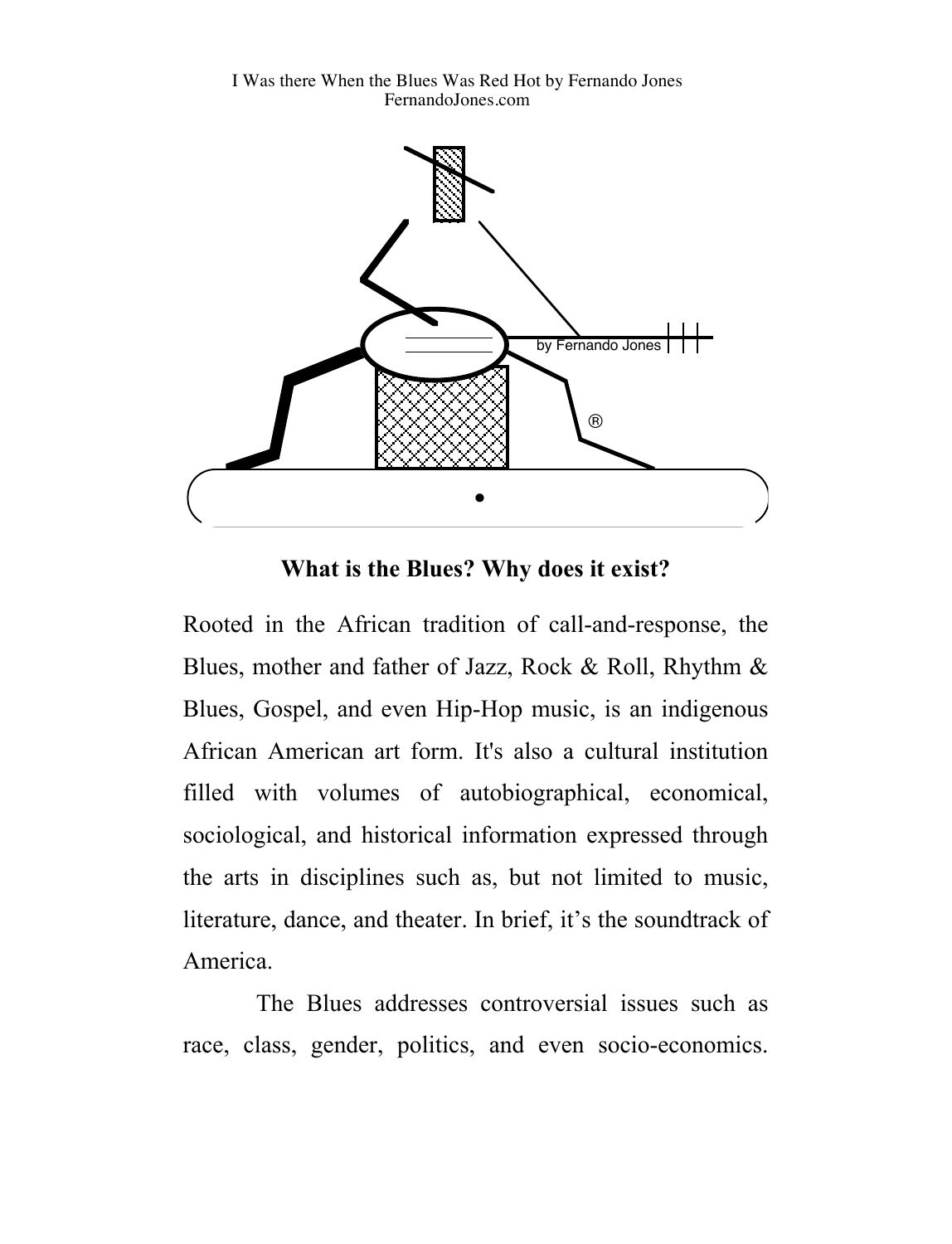# What is the Blues? Why does it exist?

Rooted in the African tradition of call-and-response, the Blues, mother and father of Jazz, Rock & Roll, Rhythm & Blues, Gospel, and even Hip-Hop music, is an indigenous African American art form. It's also a cultural institution filled with volumes of autobiographical, economical, sociological, and historical information expressed through the arts in disciplines such as, but not limited to music, literature, dance, and theater. In brief, it's the soundtrack of America.

The Blues addresses controversial issues such as race, class, gender, politics, and even socio-economics.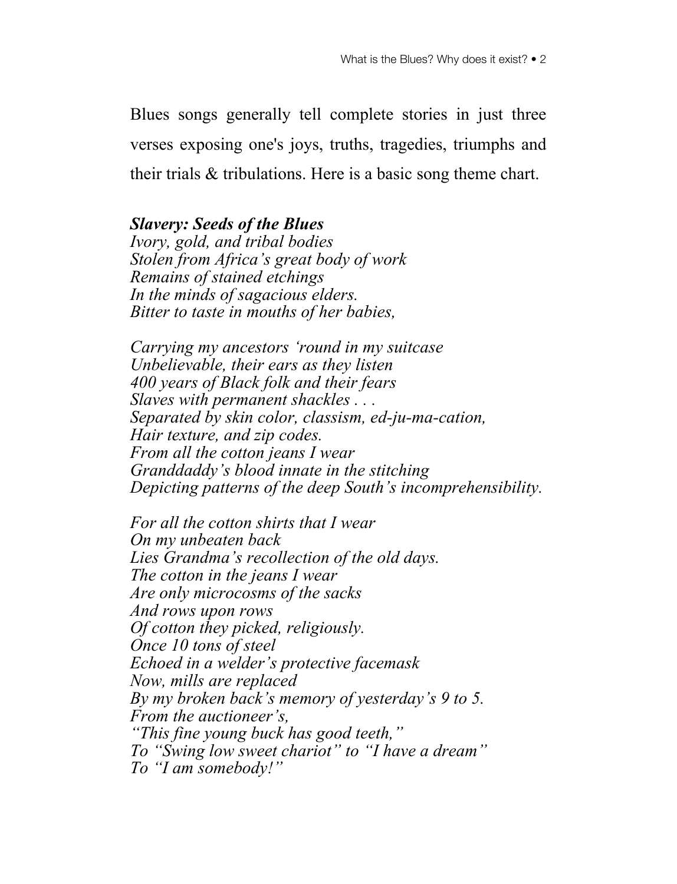Blues songs generally tell complete stories in just three verses exposing one's joys, truths, tragedies, triumphs and their trials & tribulations. Here is a basic song theme chart.

***Slavery: Seeds of the Blues***
*Ivory, gold, and tribal bodies*
*Stolen from Africa's great body of work*
*Remains of stained etchings*
*In the minds of sagacious elders.*
*Bitter to taste in mouths of her babies,*

*Carrying my ancestors 'round in my suitcase*
*Unbelievable, their ears as they listen*
*400 years of Black folk and their fears*
*Slaves with permanent shackles . . .*
*Separated by skin color, classism, ed-ju-ma-cation,*
*Hair texture, and zip codes.*
*From all the cotton jeans I wear*
*Granddaddy's blood innate in the stitching*
*Depicting patterns of the deep South's incomprehensibility.*

*For all the cotton shirts that I wear*
*On my unbeaten back*
*Lies Grandma's recollection of the old days.*
*The cotton in the jeans I wear*
*Are only microcosms of the sacks*
*And rows upon rows*
*Of cotton they picked, religiously.*
*Once 10 tons of steel*
*Echoed in a welder's protective facemask*
*Now, mills are replaced*
*By my broken back's memory of yesterday's 9 to 5.*
*From the auctioneer's,*
*"This fine young buck has good teeth,"*
*To "Swing low sweet chariot" to "I have a dream"*
*To "I am somebody!"*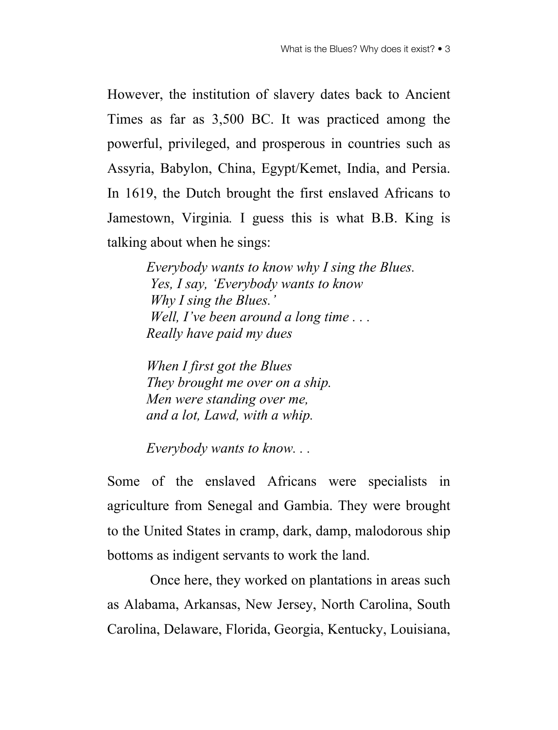However, the institution of slavery dates back to Ancient Times as far as 3,500 BC. It was practiced among the powerful, privileged, and prosperous in countries such as Assyria, Babylon, China, Egypt/Kemet, India, and Persia. In 1619, the Dutch brought the first enslaved Africans to Jamestown, Virginia*.* I guess this is what B.B. King is talking about when he sings:

> *Everybody wants to know why I sing the Blues.*
> *Yes, I say, 'Everybody wants to know*
> *Why I sing the Blues.'*
> *Well, I've been around a long time . . .*
> *Really have paid my dues*
>
> *When I first got the Blues*
> *They brought me over on a ship.*
> *Men were standing over me,*
> *and a lot, Lawd, with a whip.*
>
> *Everybody wants to know. . .*

Some of the enslaved Africans were specialists in agriculture from Senegal and Gambia. They were brought to the United States in cramp, dark, damp, malodorous ship bottoms as indigent servants to work the land.

Once here, they worked on plantations in areas such as Alabama, Arkansas, New Jersey, North Carolina, South Carolina, Delaware, Florida, Georgia, Kentucky, Louisiana,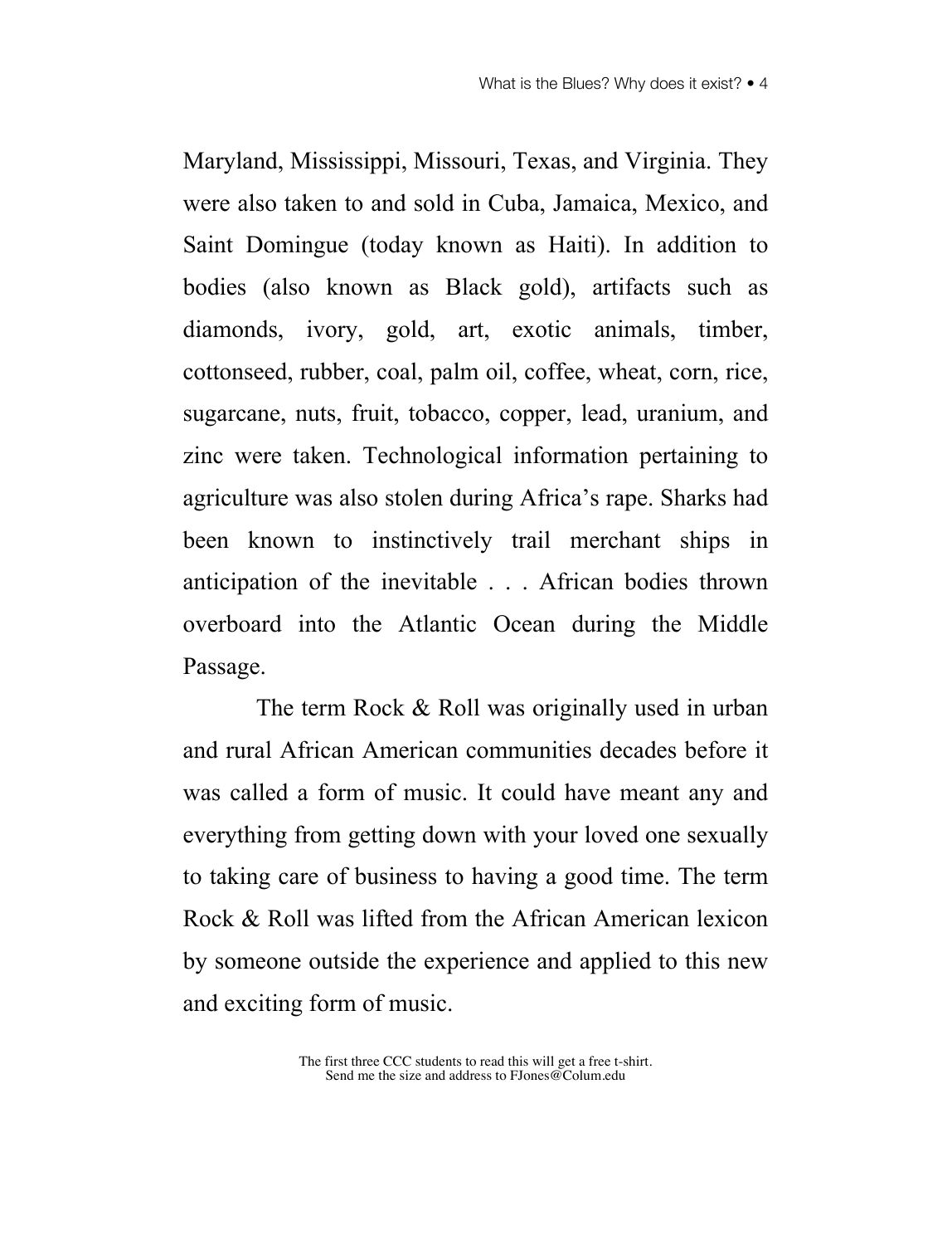Maryland, Mississippi, Missouri, Texas, and Virginia. They were also taken to and sold in Cuba, Jamaica, Mexico, and Saint Domingue (today known as Haiti). In addition to bodies (also known as Black gold), artifacts such as diamonds, ivory, gold, art, exotic animals, timber, cottonseed, rubber, coal, palm oil, coffee, wheat, corn, rice, sugarcane, nuts, fruit, tobacco, copper, lead, uranium, and zinc were taken. Technological information pertaining to agriculture was also stolen during Africa's rape. Sharks had been known to instinctively trail merchant ships in anticipation of the inevitable . . . African bodies thrown overboard into the Atlantic Ocean during the Middle Passage.

The term Rock & Roll was originally used in urban and rural African American communities decades before it was called a form of music. It could have meant any and everything from getting down with your loved one sexually to taking care of business to having a good time. The term Rock & Roll was lifted from the African American lexicon by someone outside the experience and applied to this new and exciting form of music.

The first three CCC students to read this will get a free t-shirt.
Send me the size and address to FJones@Colum.edu